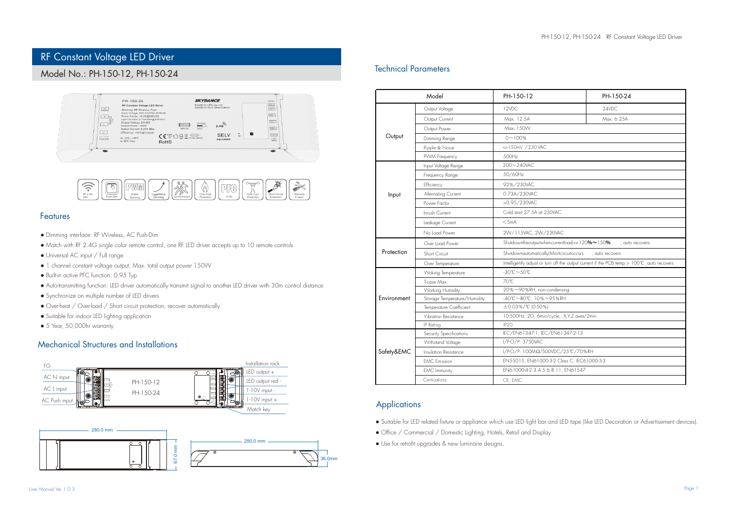# RF Constant Voltage LED Driver

## Model No.: PH-150-12, PH-150-24

### Features

- Dimming interface: RF Wireless, AC Push-Dim
- Match with RF 2.4G single color remote control, one RF LED driver accepts up to 10 remote controls
- Universal AC input / Full range
- 1 channel constant voltage output, Max. total output power 150W
- Built-in active PFC function: 0.95 Typ
- Auto-transmitting function: LED driver automatically transmit signal to another LED driver with 30m control distance
- Synchronize on multiple number of LED drivers
- Over-heat / Over-load / Short circuit protection, recover automatically
- Suitable for indoor LED lighting application
- 5 Year, 50,000hr warranty

### Mechanical Structures and Installations

FG
AC N input
AC L input
AC Push input

PH-150-12
PH-150-24

Installation rack
LED output +
LED output red -
1-10V input -
1-10V input +
Match key

280.0 mm
67.0 mm
280.0 mm
36.0mm

### Technical Parameters

| Model | | PH-150-12 | PH-150-24 |
|---|---|---|---|
| Output | Output Voltage | 12VDC | 24VDC |
| | Output Current | Max. 12.5A | Max. 6.25A |
| | Output Power | Max. 150W | |
| | Dimming Range | 0～100% | |
| | Ripple & Noise | <=150mV /230VAC | |
| | PWM Frequency | 500Hz | |
| Input | Input Voltage Range | 200～240VAC | |
| | Frequency Range | 50/60Hz | |
| | Efficiency | 92%/230VAC | |
| | Alternating Current | 0.73A/230VAC | |
| | Power Factor | >0.95/230VAC | |
| | Inrush Current | Cold start 27.5A at 230VAC | |
| | Leakage Current | <5mA | |
| | No Load Power | 2W/115VAC, 2W/230VAC | |
| Protection | Over Load Power | Shutdowntheoutputwhencurrentload>=120%～150% , auto recovers. | |
| | Short Circuit | Shutdownautomaticallyifshortcircuitoccurs , auto recovers. | |
| | Over Temperature | Intelligently adjust or turn off the output current if the PCB temp > 100℃, auto recovers. | |
| Environment | Woking Temperature | -30℃～50℃ | |
| | T-case Max | 70℃ | |
| | Working Humidity | 20%～90%RH, non-condensing | |
| | Storage Temperature/Humidity | -40℃～80℃, 10%～95%RH | |
| | Temperature Coefficient | ±0.03%/℃ (0-50%) | |
| | Vibration Resistance | 10-500Hz, 2G, 6min/cycle, X,Y,Z axes/2min | |
| | IP Rating | IP20 | |
| Safety&EMC | Security Specifications | IEC/EN61347-1, IEC/EN61347-2-13 | |
| | Withstand Voltage | I/P-O/P: 3750VAC | |
| | Insulation Resistance | I/P-O/P: 100MΩ/500VDC/25℃/70%RH | |
| | EMC Emission | EN55015, EN61000-3-2 Class C, IEC61000-3-3 | |
| | EMC Immunity | EN61000-4-2.3.4.5.6.8.11, EN61547 | |
| | Certications | CE, EMC | |

### Applications

- Suitable for LED related fixture or appliance which use LED light bar and LED tape (like LED Decoration or Advertisement devices).
- Office / Commercial / Domestic Lighting, Hotels, Retail and Display.
- Use for retrofit upgrades & new luminaire designs.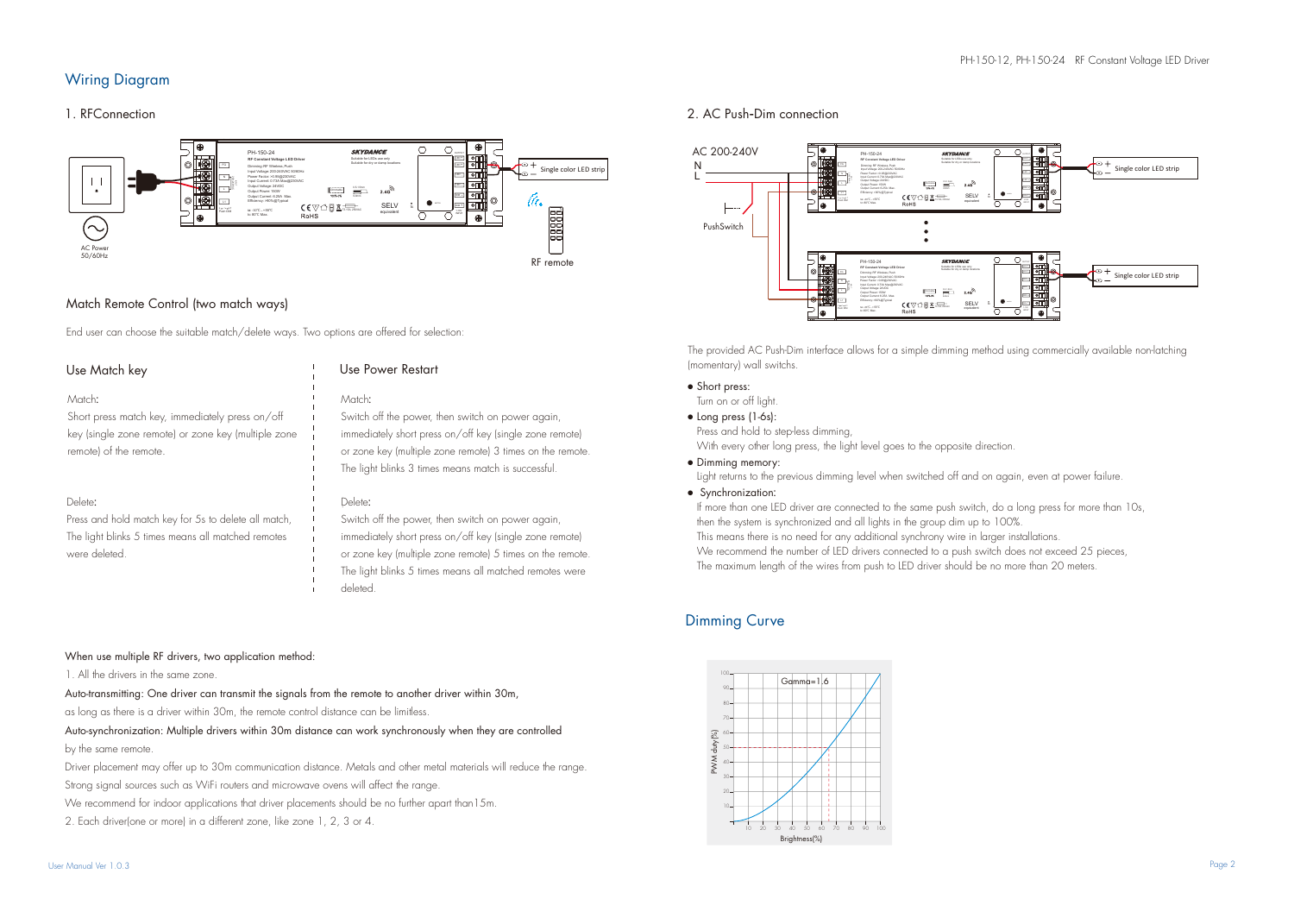# Wiring Diagram

## 1. RFConnection

AC Power 50/60Hz

Single color LED strip

RF remote

## Match Remote Control (two match ways)

End user can choose the suitable match/delete ways. Two options are offered for selection:

### Use Match key

Match:

Short press match key, immediately press on/off key (single zone remote) or zone key (multiple zone remote) of the remote.

Delete:

Press and hold match key for 5s to delete all match, The light blinks 5 times means all matched remotes were deleted.

### Use Power Restart

Match:

Switch off the power, then switch on power again, immediately short press on/off key (single zone remote) or zone key (multiple zone remote) 3 times on the remote. The light blinks 3 times means match is successful.

Delete:

Switch off the power, then switch on power again, immediately short press on/off key (single zone remote) or zone key (multiple zone remote) 5 times on the remote. The light blinks 5 times means all matched remotes were deleted.

When use multiple RF drivers, two application method:

1. All the drivers in the same zone.

Auto-transmitting: One driver can transmit the signals from the remote to another driver within 30m, as long as there is a driver within 30m, the remote control distance can be limitless.

Auto-synchronization: Multiple drivers within 30m distance can work synchronously when they are controlled by the same remote.

Driver placement may offer up to 30m communication distance. Metals and other metal materials will reduce the range. Strong signal sources such as WiFi routers and microwave ovens will affect the range.

We recommend for indoor applications that driver placements should be no further apart than15m.

2. Each driver(one or more) in a different zone, like zone 1, 2, 3 or 4.

## 2. AC Push-Dim connection

AC 200-240V

N

L

PushSwitch

Single color LED strip

The provided AC Push-Dim interface allows for a simple dimming method using commercially available non-latching (momentary) wall switchs.

- Short press:
  Turn on or off light.
- Long press (1-6s):
  Press and hold to step-less dimming,
  With every other long press, the light level goes to the opposite direction.
- Dimming memory:
  Light returns to the previous dimming level when switched off and on again, even at power failure.
- Synchronization:
  If more than one LED driver are connected to the same push switch, do a long press for more than 10s, then the system is synchronized and all lights in the group dim up to 100%.
  This means there is no need for any additional synchrony wire in larger installations.
  We recommend the number of LED drivers connected to a push switch does not exceed 25 pieces,
  The maximum length of the wires from push to LED driver should be no more than 20 meters.

# Dimming Curve

Gamma=1.6

PWM duty(%)

Brightness(%)

10 20 30 40 50 60 70 80 90 100